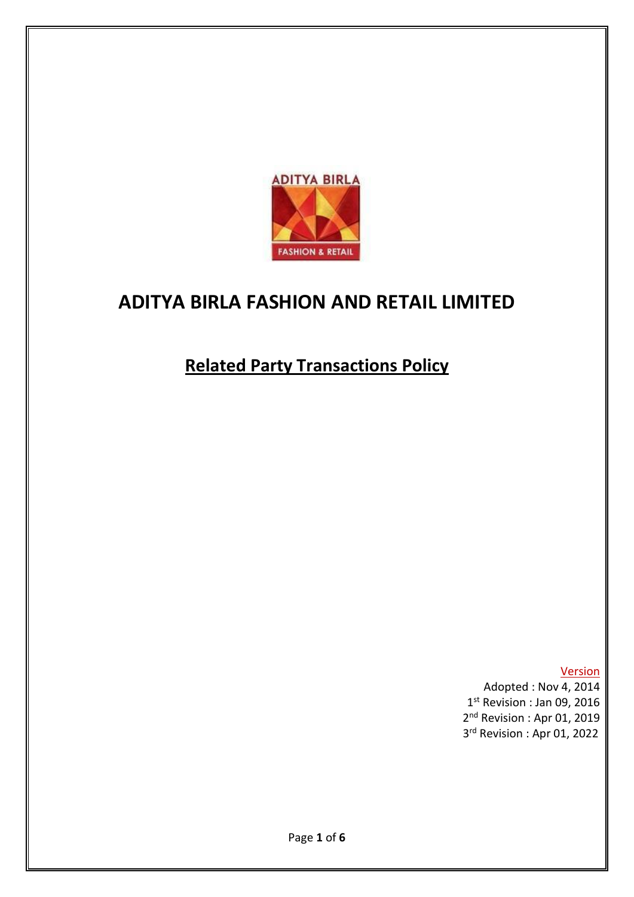# ADITYA BIRLA FASHION AND RETAIL LIMITED

## Related Party Transactions Policy

Version

Adopted : Nov 4, 2014

1st Revision : Jan 09, 2016

2nd Revision : Apr 01, 2019

3rd Revision : Apr 01, 2022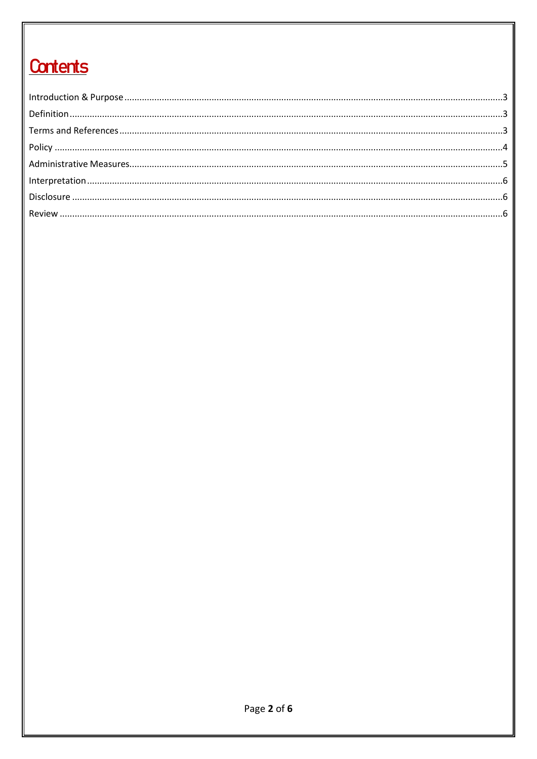# Contents

| Section | Page |
|---|---|
| Introduction & Purpose | 3 |
| Definition | 3 |
| Terms and References | 3 |
| Policy | 4 |
| Administrative Measures | 5 |
| Interpretation | 6 |
| Disclosure | 6 |
| Review | 6 |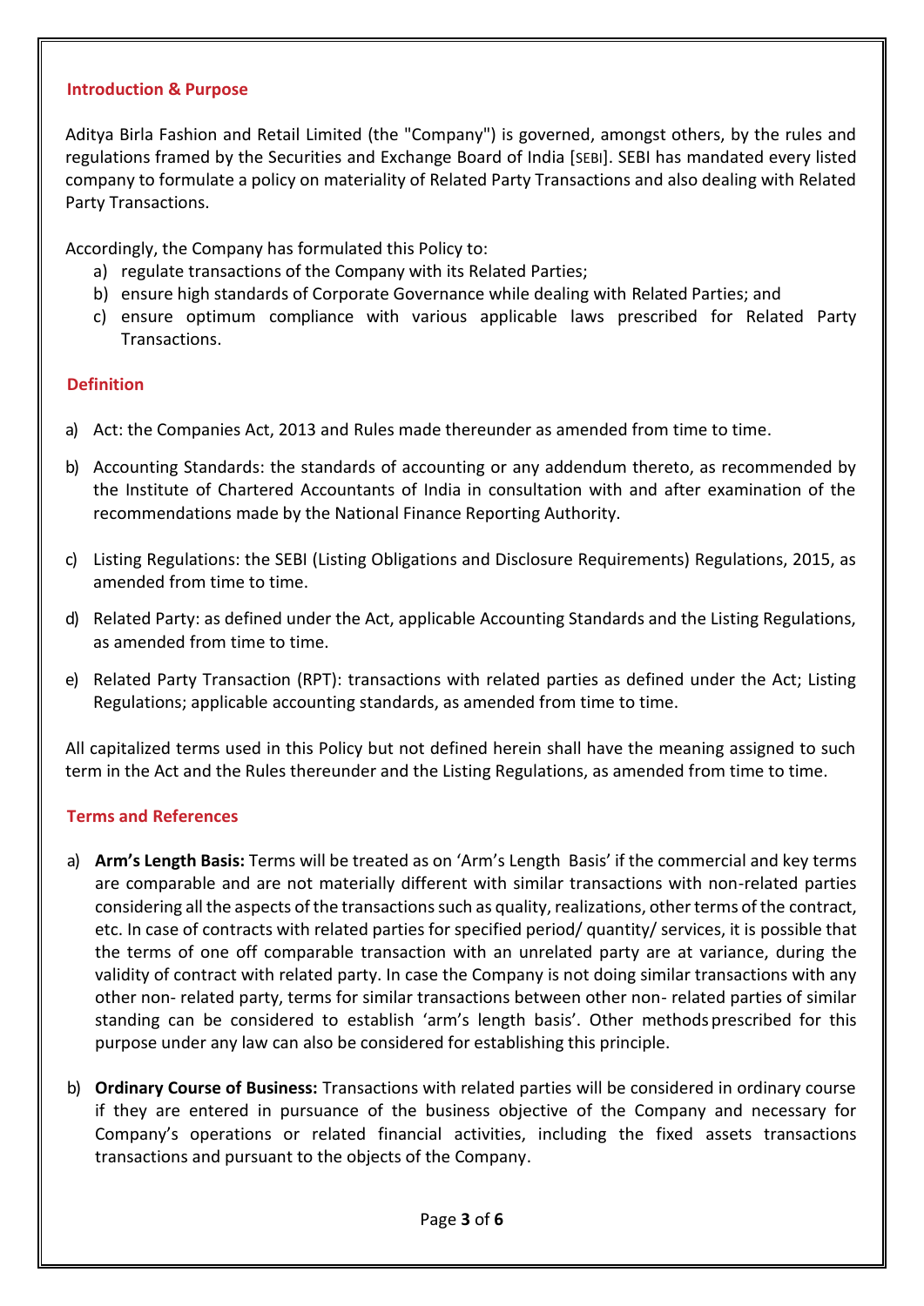## Introduction & Purpose

Aditya Birla Fashion and Retail Limited (the "Company") is governed, amongst others, by the rules and regulations framed by the Securities and Exchange Board of India [SEBI]. SEBI has mandated every listed company to formulate a policy on materiality of Related Party Transactions and also dealing with Related Party Transactions.

Accordingly, the Company has formulated this Policy to:

a) regulate transactions of the Company with its Related Parties;
b) ensure high standards of Corporate Governance while dealing with Related Parties; and
c) ensure optimum compliance with various applicable laws prescribed for Related Party Transactions.

## Definition

a) Act: the Companies Act, 2013 and Rules made thereunder as amended from time to time.

b) Accounting Standards: the standards of accounting or any addendum thereto, as recommended by the Institute of Chartered Accountants of India in consultation with and after examination of the recommendations made by the National Finance Reporting Authority.

c) Listing Regulations: the SEBI (Listing Obligations and Disclosure Requirements) Regulations, 2015, as amended from time to time.

d) Related Party: as defined under the Act, applicable Accounting Standards and the Listing Regulations, as amended from time to time.

e) Related Party Transaction (RPT): transactions with related parties as defined under the Act; Listing Regulations; applicable accounting standards, as amended from time to time.

All capitalized terms used in this Policy but not defined herein shall have the meaning assigned to such term in the Act and the Rules thereunder and the Listing Regulations, as amended from time to time.

## Terms and References

a) **Arm's Length Basis:** Terms will be treated as on 'Arm's Length Basis' if the commercial and key terms are comparable and are not materially different with similar transactions with non-related parties considering all the aspects of the transactions such as quality, realizations, other terms of the contract, etc. In case of contracts with related parties for specified period/ quantity/ services, it is possible that the terms of one off comparable transaction with an unrelated party are at variance, during the validity of contract with related party. In case the Company is not doing similar transactions with any other non- related party, terms for similar transactions between other non- related parties of similar standing can be considered to establish 'arm's length basis'. Other methods prescribed for this purpose under any law can also be considered for establishing this principle.

b) **Ordinary Course of Business:** Transactions with related parties will be considered in ordinary course if they are entered in pursuance of the business objective of the Company and necessary for Company's operations or related financial activities, including the fixed assets transactions transactions and pursuant to the objects of the Company.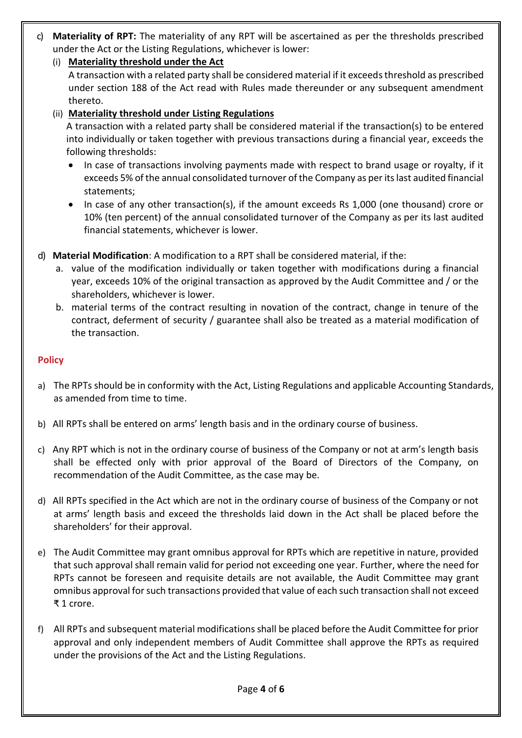c) **Materiality of RPT:** The materiality of any RPT will be ascertained as per the thresholds prescribed under the Act or the Listing Regulations, whichever is lower:

   (i) **Materiality threshold under the Act**

   A transaction with a related party shall be considered material if it exceeds threshold as prescribed under section 188 of the Act read with Rules made thereunder or any subsequent amendment thereto.

   (ii) **Materiality threshold under Listing Regulations**

   A transaction with a related party shall be considered material if the transaction(s) to be entered into individually or taken together with previous transactions during a financial year, exceeds the following thresholds:

   - In case of transactions involving payments made with respect to brand usage or royalty, if it exceeds 5% of the annual consolidated turnover of the Company as per its last audited financial statements;
   - In case of any other transaction(s), if the amount exceeds Rs 1,000 (one thousand) crore or 10% (ten percent) of the annual consolidated turnover of the Company as per its last audited financial statements, whichever is lower.

d) **Material Modification**: A modification to a RPT shall be considered material, if the:

   a. value of the modification individually or taken together with modifications during a financial year, exceeds 10% of the original transaction as approved by the Audit Committee and / or the shareholders, whichever is lower.

   b. material terms of the contract resulting in novation of the contract, change in tenure of the contract, deferment of security / guarantee shall also be treated as a material modification of the transaction.

## Policy

a) The RPTs should be in conformity with the Act, Listing Regulations and applicable Accounting Standards, as amended from time to time.

b) All RPTs shall be entered on arms' length basis and in the ordinary course of business.

c) Any RPT which is not in the ordinary course of business of the Company or not at arm's length basis shall be effected only with prior approval of the Board of Directors of the Company, on recommendation of the Audit Committee, as the case may be.

d) All RPTs specified in the Act which are not in the ordinary course of business of the Company or not at arms' length basis and exceed the thresholds laid down in the Act shall be placed before the shareholders' for their approval.

e) The Audit Committee may grant omnibus approval for RPTs which are repetitive in nature, provided that such approval shall remain valid for period not exceeding one year. Further, where the need for RPTs cannot be foreseen and requisite details are not available, the Audit Committee may grant omnibus approval for such transactions provided that value of each such transaction shall not exceed ₹ 1 crore.

f) All RPTs and subsequent material modifications shall be placed before the Audit Committee for prior approval and only independent members of Audit Committee shall approve the RPTs as required under the provisions of the Act and the Listing Regulations.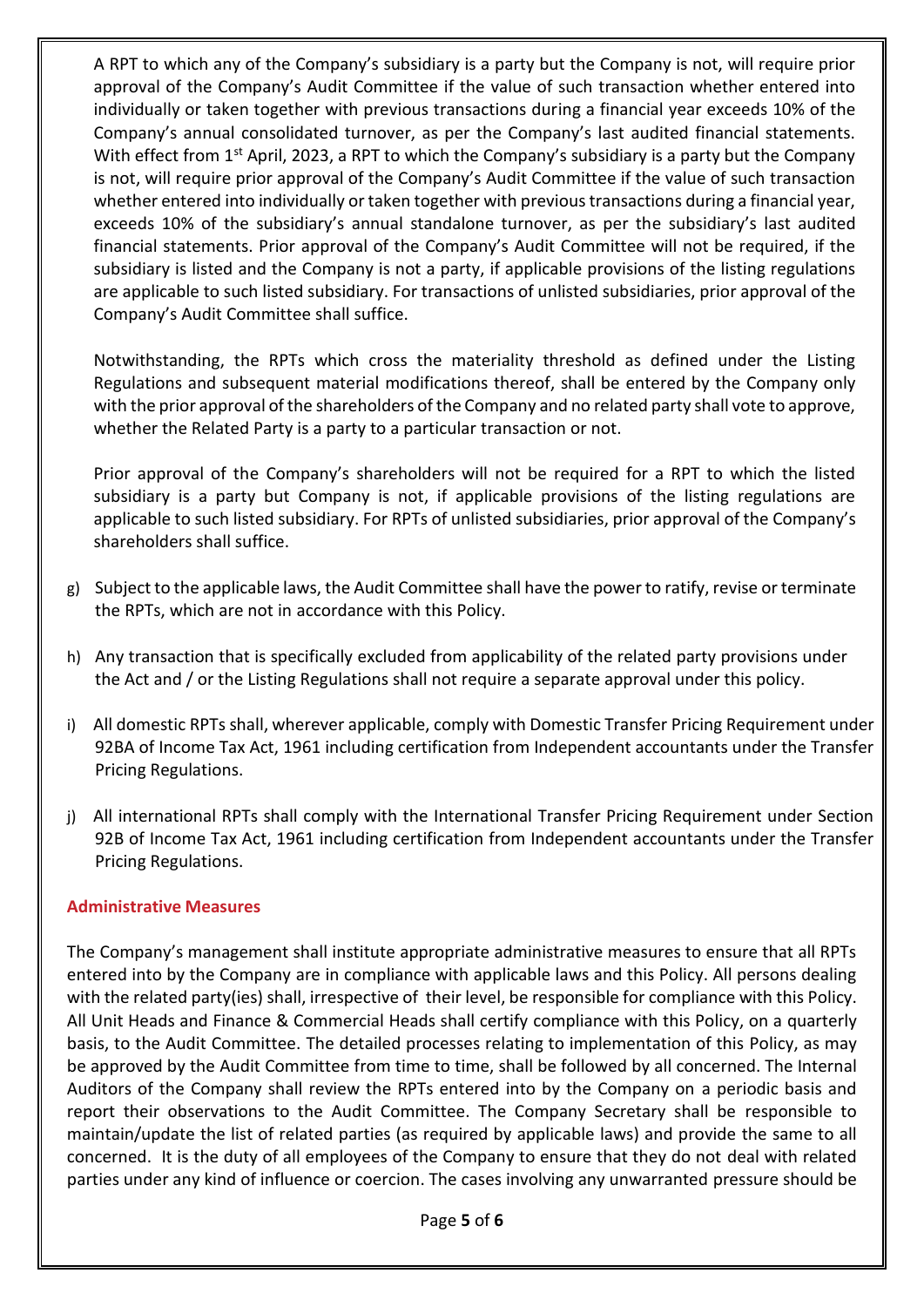A RPT to which any of the Company's subsidiary is a party but the Company is not, will require prior approval of the Company's Audit Committee if the value of such transaction whether entered into individually or taken together with previous transactions during a financial year exceeds 10% of the Company's annual consolidated turnover, as per the Company's last audited financial statements. With effect from 1st April, 2023, a RPT to which the Company's subsidiary is a party but the Company is not, will require prior approval of the Company's Audit Committee if the value of such transaction whether entered into individually or taken together with previous transactions during a financial year, exceeds 10% of the subsidiary's annual standalone turnover, as per the subsidiary's last audited financial statements. Prior approval of the Company's Audit Committee will not be required, if the subsidiary is listed and the Company is not a party, if applicable provisions of the listing regulations are applicable to such listed subsidiary. For transactions of unlisted subsidiaries, prior approval of the Company's Audit Committee shall suffice.

Notwithstanding, the RPTs which cross the materiality threshold as defined under the Listing Regulations and subsequent material modifications thereof, shall be entered by the Company only with the prior approval of the shareholders of the Company and no related party shall vote to approve, whether the Related Party is a party to a particular transaction or not.

Prior approval of the Company's shareholders will not be required for a RPT to which the listed subsidiary is a party but Company is not, if applicable provisions of the listing regulations are applicable to such listed subsidiary. For RPTs of unlisted subsidiaries, prior approval of the Company's shareholders shall suffice.

g) Subject to the applicable laws, the Audit Committee shall have the power to ratify, revise or terminate the RPTs, which are not in accordance with this Policy.

h) Any transaction that is specifically excluded from applicability of the related party provisions under the Act and / or the Listing Regulations shall not require a separate approval under this policy.

i) All domestic RPTs shall, wherever applicable, comply with Domestic Transfer Pricing Requirement under 92BA of Income Tax Act, 1961 including certification from Independent accountants under the Transfer Pricing Regulations.

j) All international RPTs shall comply with the International Transfer Pricing Requirement under Section 92B of Income Tax Act, 1961 including certification from Independent accountants under the Transfer Pricing Regulations.

## Administrative Measures

The Company's management shall institute appropriate administrative measures to ensure that all RPTs entered into by the Company are in compliance with applicable laws and this Policy. All persons dealing with the related party(ies) shall, irrespective of their level, be responsible for compliance with this Policy. All Unit Heads and Finance & Commercial Heads shall certify compliance with this Policy, on a quarterly basis, to the Audit Committee. The detailed processes relating to implementation of this Policy, as may be approved by the Audit Committee from time to time, shall be followed by all concerned. The Internal Auditors of the Company shall review the RPTs entered into by the Company on a periodic basis and report their observations to the Audit Committee. The Company Secretary shall be responsible to maintain/update the list of related parties (as required by applicable laws) and provide the same to all concerned. It is the duty of all employees of the Company to ensure that they do not deal with related parties under any kind of influence or coercion. The cases involving any unwarranted pressure should be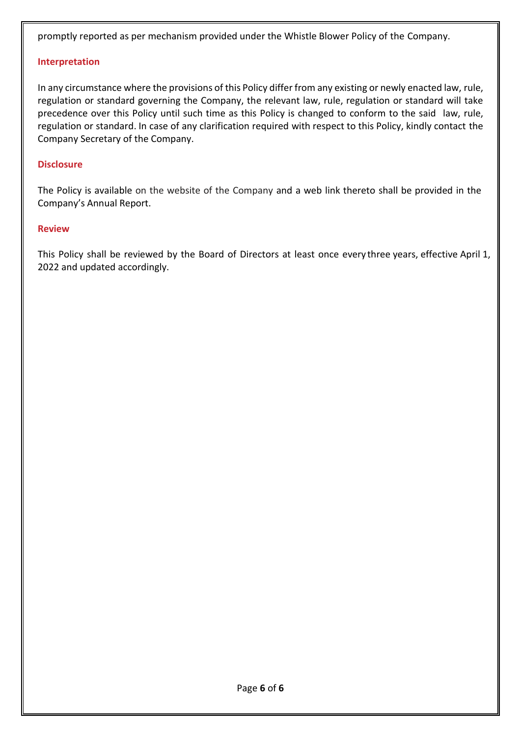promptly reported as per mechanism provided under the Whistle Blower Policy of the Company.

## Interpretation

In any circumstance where the provisions of this Policy differ from any existing or newly enacted law, rule, regulation or standard governing the Company, the relevant law, rule, regulation or standard will take precedence over this Policy until such time as this Policy is changed to conform to the said law, rule, regulation or standard. In case of any clarification required with respect to this Policy, kindly contact the Company Secretary of the Company.

## Disclosure

The Policy is available on the website of the Company and a web link thereto shall be provided in the Company's Annual Report.

## Review

This Policy shall be reviewed by the Board of Directors at least once every three years, effective April 1, 2022 and updated accordingly.